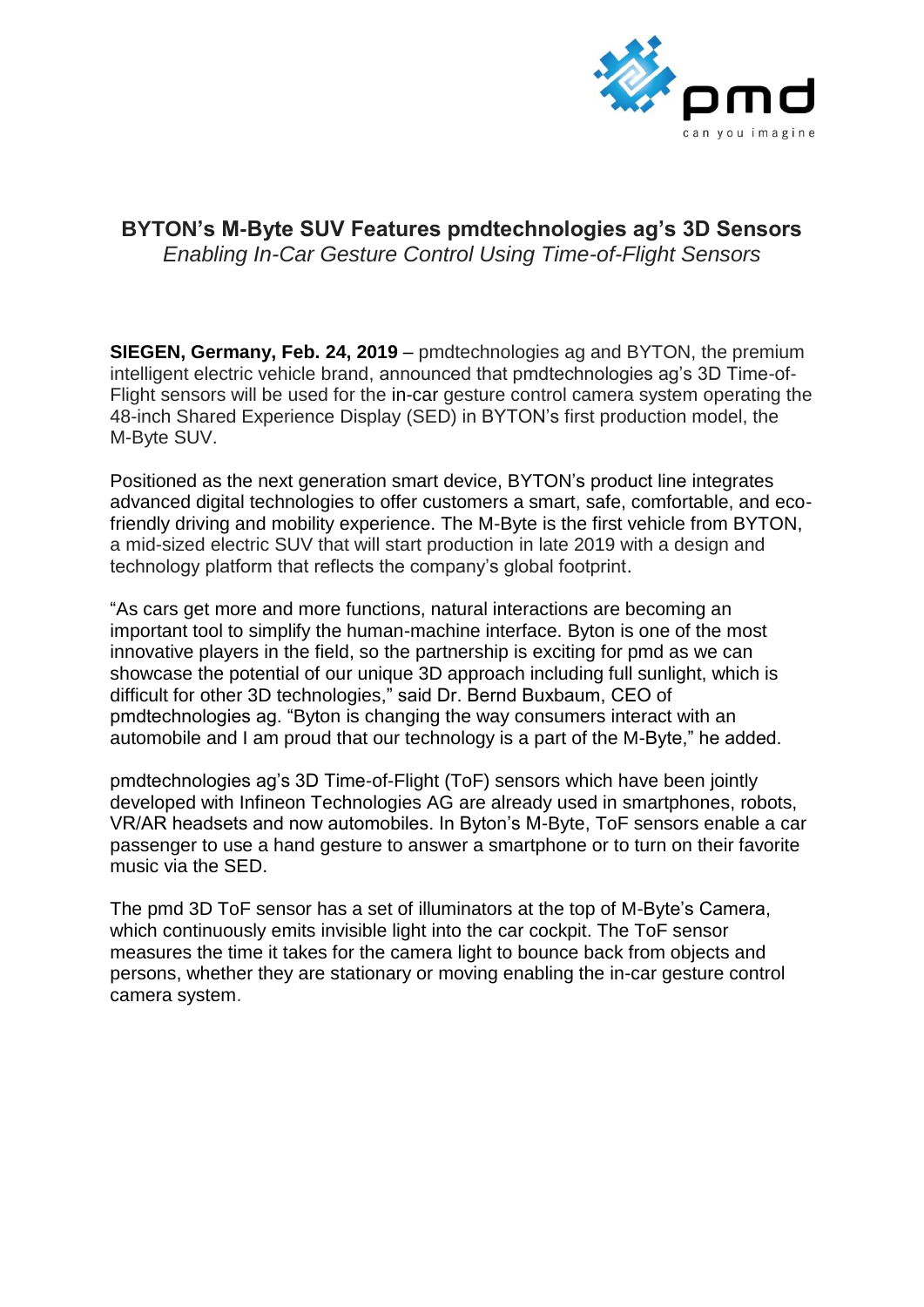## BYTON's M-Byte SUV Features pmdtechnologies ag's 3D Sensors

*Enabling In-Car Gesture Control Using Time-of-Flight Sensors*

**SIEGEN, Germany, Feb. 24, 2019** – pmdtechnologies ag and BYTON, the premium intelligent electric vehicle brand, announced that pmdtechnologies ag's 3D Time-of-Flight sensors will be used for the in-car gesture control camera system operating the 48-inch Shared Experience Display (SED) in BYTON's first production model, the M-Byte SUV.

Positioned as the next generation smart device, BYTON's product line integrates advanced digital technologies to offer customers a smart, safe, comfortable, and eco-friendly driving and mobility experience. The M-Byte is the first vehicle from BYTON, a mid-sized electric SUV that will start production in late 2019 with a design and technology platform that reflects the company's global footprint.

"As cars get more and more functions, natural interactions are becoming an important tool to simplify the human-machine interface. Byton is one of the most innovative players in the field, so the partnership is exciting for pmd as we can showcase the potential of our unique 3D approach including full sunlight, which is difficult for other 3D technologies," said Dr. Bernd Buxbaum, CEO of pmdtechnologies ag. "Byton is changing the way consumers interact with an automobile and I am proud that our technology is a part of the M-Byte," he added.

pmdtechnologies ag's 3D Time-of-Flight (ToF) sensors which have been jointly developed with Infineon Technologies AG are already used in smartphones, robots, VR/AR headsets and now automobiles. In Byton's M-Byte, ToF sensors enable a car passenger to use a hand gesture to answer a smartphone or to turn on their favorite music via the SED.

The pmd 3D ToF sensor has a set of illuminators at the top of M-Byte's Camera, which continuously emits invisible light into the car cockpit. The ToF sensor measures the time it takes for the camera light to bounce back from objects and persons, whether they are stationary or moving enabling the in-car gesture control camera system.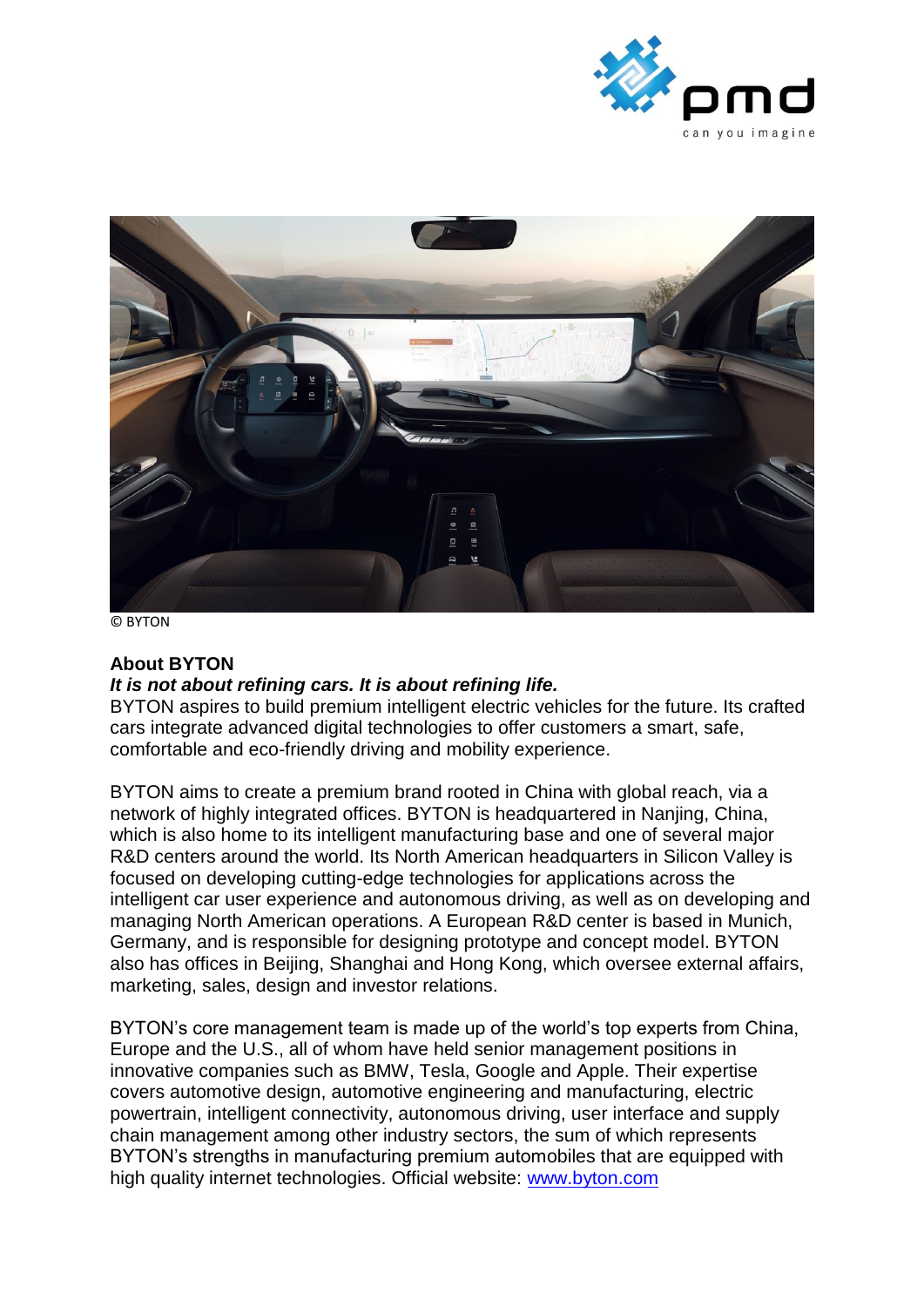© BYTON

**About BYTON**

***It is not about refining cars. It is about refining life.***

BYTON aspires to build premium intelligent electric vehicles for the future. Its crafted cars integrate advanced digital technologies to offer customers a smart, safe, comfortable and eco-friendly driving and mobility experience.

BYTON aims to create a premium brand rooted in China with global reach, via a network of highly integrated offices. BYTON is headquartered in Nanjing, China, which is also home to its intelligent manufacturing base and one of several major R&D centers around the world. Its North American headquarters in Silicon Valley is focused on developing cutting-edge technologies for applications across the intelligent car user experience and autonomous driving, as well as on developing and managing North American operations. A European R&D center is based in Munich, Germany, and is responsible for designing prototype and concept model. BYTON also has offices in Beijing, Shanghai and Hong Kong, which oversee external affairs, marketing, sales, design and investor relations.

BYTON's core management team is made up of the world's top experts from China, Europe and the U.S., all of whom have held senior management positions in innovative companies such as BMW, Tesla, Google and Apple. Their expertise covers automotive design, automotive engineering and manufacturing, electric powertrain, intelligent connectivity, autonomous driving, user interface and supply chain management among other industry sectors, the sum of which represents BYTON's strengths in manufacturing premium automobiles that are equipped with high quality internet technologies. Official website: [www.byton.com](http://www.byton.com)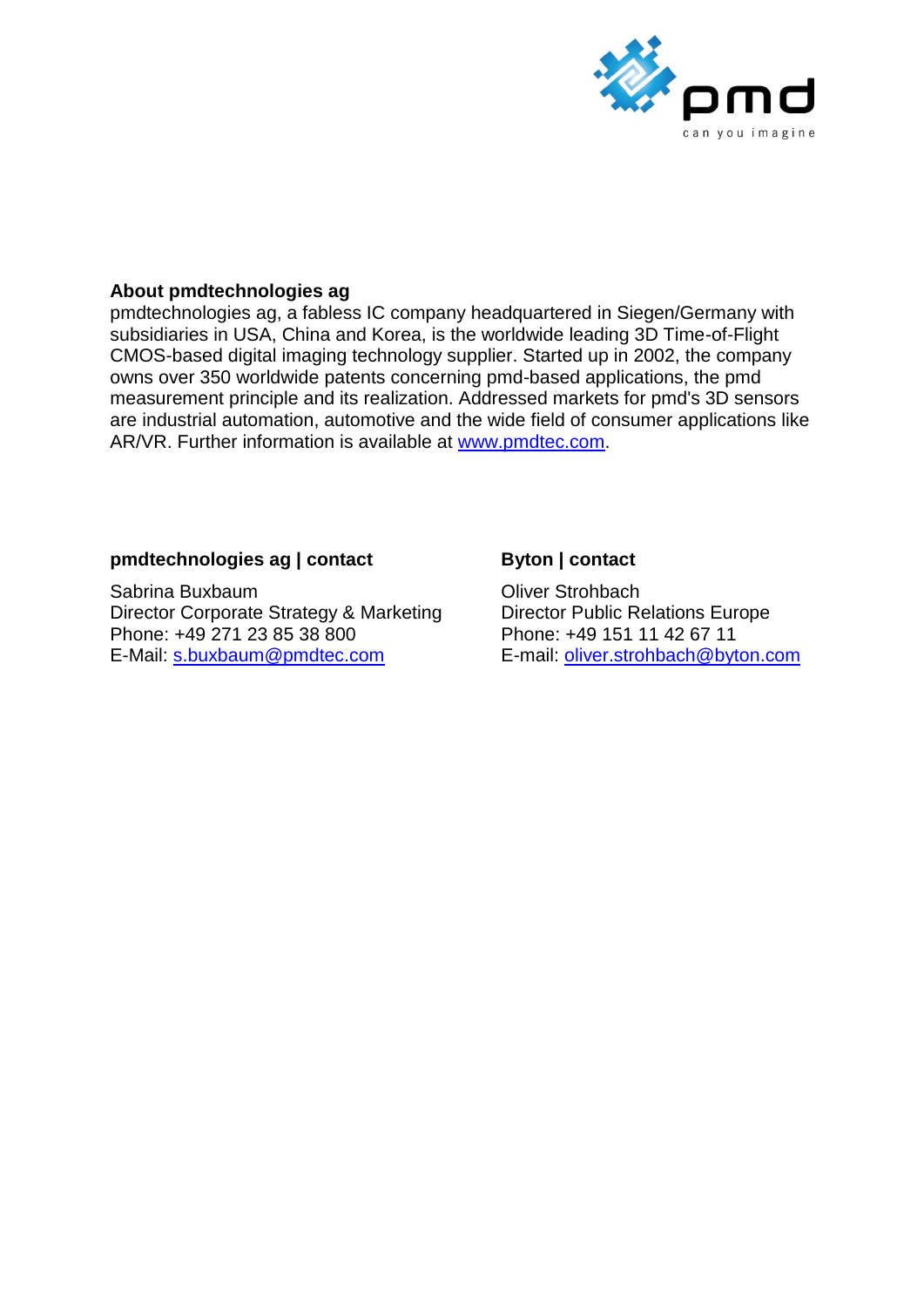**About pmdtechnologies ag**

pmdtechnologies ag, a fabless IC company headquartered in Siegen/Germany with subsidiaries in USA, China and Korea, is the worldwide leading 3D Time-of-Flight CMOS-based digital imaging technology supplier. Started up in 2002, the company owns over 350 worldwide patents concerning pmd-based applications, the pmd measurement principle and its realization. Addressed markets for pmd's 3D sensors are industrial automation, automotive and the wide field of consumer applications like AR/VR. Further information is available at www.pmdtec.com.

**pmdtechnologies ag | contact**

Sabrina Buxbaum
Director Corporate Strategy & Marketing
Phone: +49 271 23 85 38 800
E-Mail: s.buxbaum@pmdtec.com

**Byton | contact**

Oliver Strohbach
Director Public Relations Europe
Phone: +49 151 11 42 67 11
E-mail: oliver.strohbach@byton.com